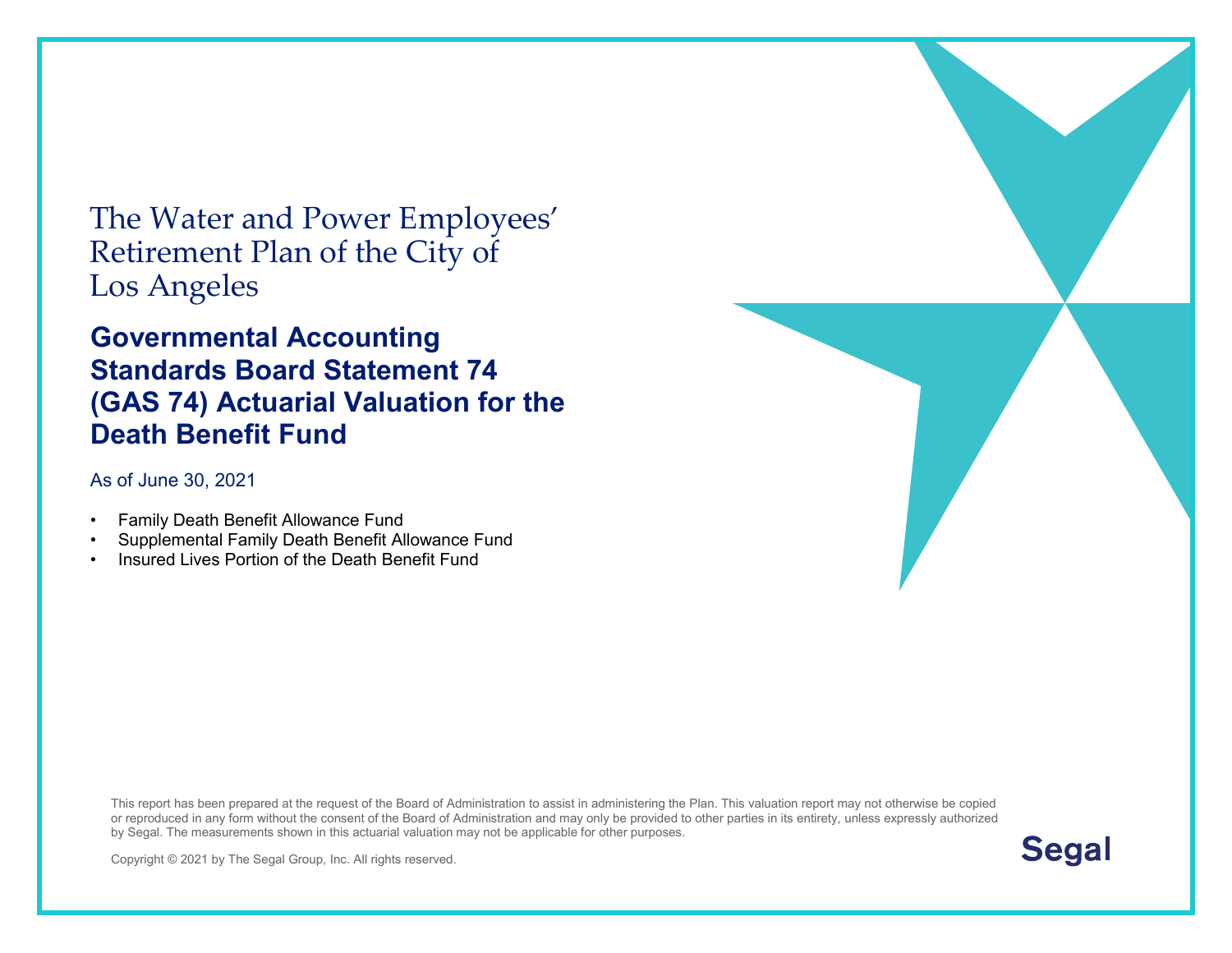# The Water and Power Employees' Retirement Plan of the City of Los Angeles

## Governmental Accounting Standards Board Statement 74 (GAS 74) Actuarial Valuation for the Death Benefit Fund

As of June 30, 2021

- Family Death Benefit Allowance Fund
- Supplemental Family Death Benefit Allowance Fund
- Insured Lives Portion of the Death Benefit Fund

This report has been prepared at the request of the Board of Administration to assist in administering the Plan. This valuation report may not otherwise be copied or reproduced in any form without the consent of the Board of Administration and may only be provided to other parties in its entirety, unless expressly authorized by Segal. The measurements shown in this actuarial valuation may not be applicable for other purposes.

Copyright © 2021 by The Segal Group, Inc. All rights reserved.

Segal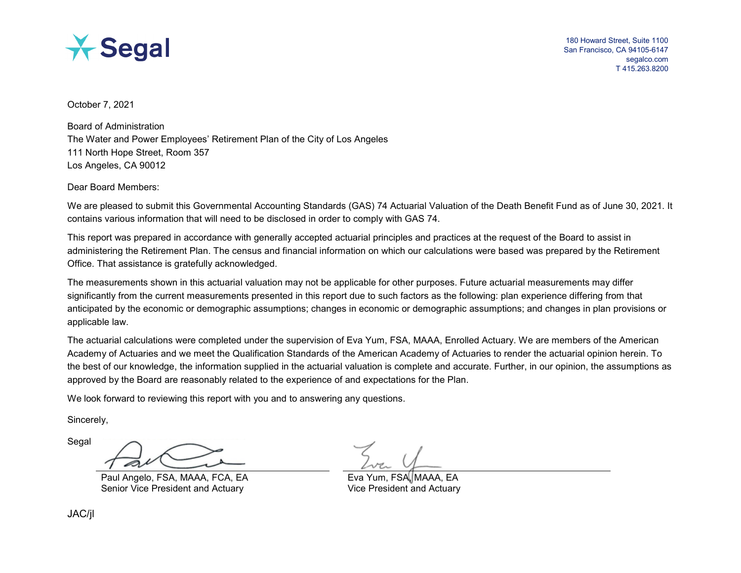Segal

180 Howard Street, Suite 1100
San Francisco, CA 94105-6147
segalco.com
T 415.263.8200

October 7, 2021

Board of Administration
The Water and Power Employees' Retirement Plan of the City of Los Angeles
111 North Hope Street, Room 357
Los Angeles, CA 90012

Dear Board Members:

We are pleased to submit this Governmental Accounting Standards (GAS) 74 Actuarial Valuation of the Death Benefit Fund as of June 30, 2021. It contains various information that will need to be disclosed in order to comply with GAS 74.

This report was prepared in accordance with generally accepted actuarial principles and practices at the request of the Board to assist in administering the Retirement Plan. The census and financial information on which our calculations were based was prepared by the Retirement Office. That assistance is gratefully acknowledged.

The measurements shown in this actuarial valuation may not be applicable for other purposes. Future actuarial measurements may differ significantly from the current measurements presented in this report due to such factors as the following: plan experience differing from that anticipated by the economic or demographic assumptions; changes in economic or demographic assumptions; and changes in plan provisions or applicable law.

The actuarial calculations were completed under the supervision of Eva Yum, FSA, MAAA, Enrolled Actuary. We are members of the American Academy of Actuaries and we meet the Qualification Standards of the American Academy of Actuaries to render the actuarial opinion herein. To the best of our knowledge, the information supplied in the actuarial valuation is complete and accurate. Further, in our opinion, the assumptions as approved by the Board are reasonably related to the experience of and expectations for the Plan.

We look forward to reviewing this report with you and to answering any questions.

Sincerely,

Segal

Paul Angelo, FSA, MAAA, FCA, EA
Senior Vice President and Actuary

Eva Yum, FSA, MAAA, EA
Vice President and Actuary

JAC/jl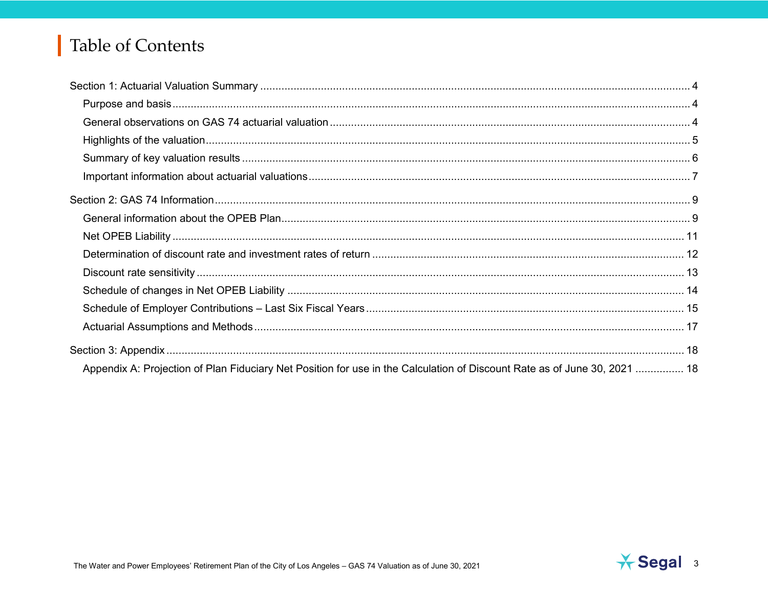# Table of Contents

Section 1: Actuarial Valuation Summary .......... 4

- Purpose and basis .......... 4
- General observations on GAS 74 actuarial valuation .......... 4
- Highlights of the valuation .......... 5
- Summary of key valuation results .......... 6
- Important information about actuarial valuations .......... 7

Section 2: GAS 74 Information .......... 9

- General information about the OPEB Plan .......... 9
- Net OPEB Liability .......... 11
- Determination of discount rate and investment rates of return .......... 12
- Discount rate sensitivity .......... 13
- Schedule of changes in Net OPEB Liability .......... 14
- Schedule of Employer Contributions – Last Six Fiscal Years .......... 15
- Actuarial Assumptions and Methods .......... 17

Section 3: Appendix .......... 18

- Appendix A: Projection of Plan Fiduciary Net Position for use in the Calculation of Discount Rate as of June 30, 2021 .......... 18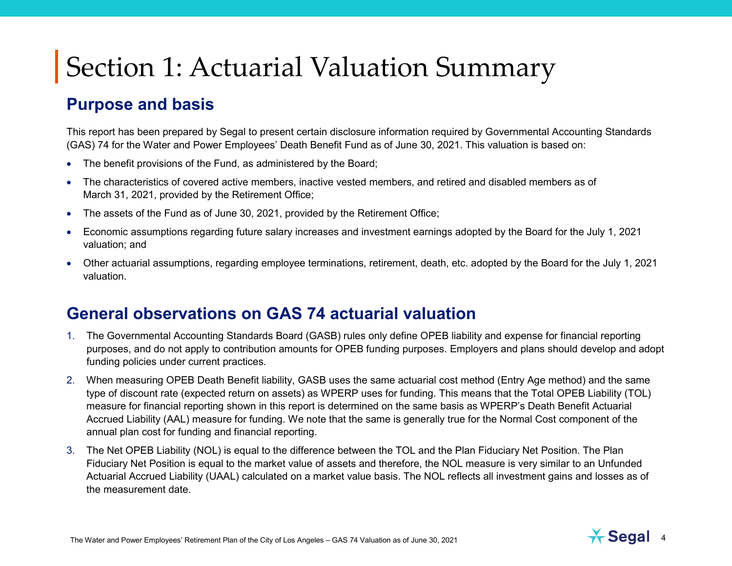# Section 1: Actuarial Valuation Summary

## Purpose and basis

This report has been prepared by Segal to present certain disclosure information required by Governmental Accounting Standards (GAS) 74 for the Water and Power Employees' Death Benefit Fund as of June 30, 2021. This valuation is based on:

- The benefit provisions of the Fund, as administered by the Board;
- The characteristics of covered active members, inactive vested members, and retired and disabled members as of March 31, 2021, provided by the Retirement Office;
- The assets of the Fund as of June 30, 2021, provided by the Retirement Office;
- Economic assumptions regarding future salary increases and investment earnings adopted by the Board for the July 1, 2021 valuation; and
- Other actuarial assumptions, regarding employee terminations, retirement, death, etc. adopted by the Board for the July 1, 2021 valuation.

## General observations on GAS 74 actuarial valuation

1. The Governmental Accounting Standards Board (GASB) rules only define OPEB liability and expense for financial reporting purposes, and do not apply to contribution amounts for OPEB funding purposes. Employers and plans should develop and adopt funding policies under current practices.
2. When measuring OPEB Death Benefit liability, GASB uses the same actuarial cost method (Entry Age method) and the same type of discount rate (expected return on assets) as WPERP uses for funding. This means that the Total OPEB Liability (TOL) measure for financial reporting shown in this report is determined on the same basis as WPERP's Death Benefit Actuarial Accrued Liability (AAL) measure for funding. We note that the same is generally true for the Normal Cost component of the annual plan cost for funding and financial reporting.
3. The Net OPEB Liability (NOL) is equal to the difference between the TOL and the Plan Fiduciary Net Position. The Plan Fiduciary Net Position is equal to the market value of assets and therefore, the NOL measure is very similar to an Unfunded Actuarial Accrued Liability (UAAL) calculated on a market value basis. The NOL reflects all investment gains and losses as of the measurement date.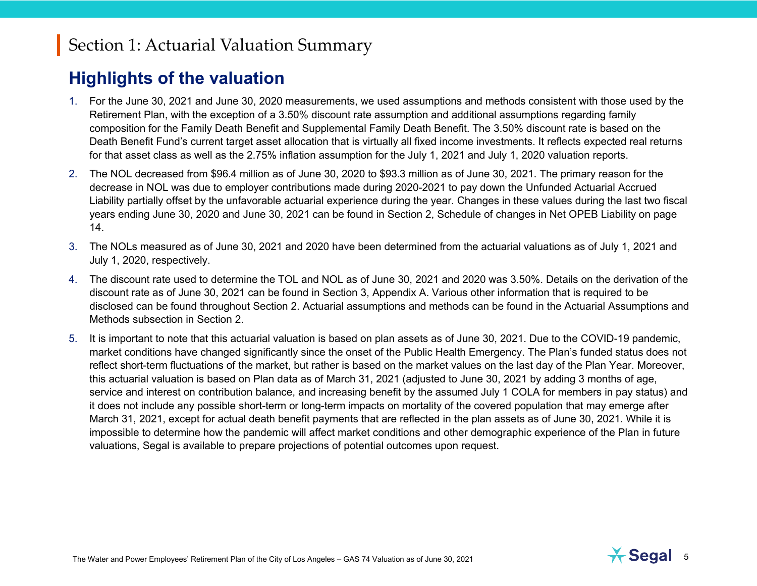# Section 1: Actuarial Valuation Summary

## Highlights of the valuation

1. For the June 30, 2021 and June 30, 2020 measurements, we used assumptions and methods consistent with those used by the Retirement Plan, with the exception of a 3.50% discount rate assumption and additional assumptions regarding family composition for the Family Death Benefit and Supplemental Family Death Benefit. The 3.50% discount rate is based on the Death Benefit Fund's current target asset allocation that is virtually all fixed income investments. It reflects expected real returns for that asset class as well as the 2.75% inflation assumption for the July 1, 2021 and July 1, 2020 valuation reports.
2. The NOL decreased from $96.4 million as of June 30, 2020 to $93.3 million as of June 30, 2021. The primary reason for the decrease in NOL was due to employer contributions made during 2020-2021 to pay down the Unfunded Actuarial Accrued Liability partially offset by the unfavorable actuarial experience during the year. Changes in these values during the last two fiscal years ending June 30, 2020 and June 30, 2021 can be found in Section 2, Schedule of changes in Net OPEB Liability on page 14.
3. The NOLs measured as of June 30, 2021 and 2020 have been determined from the actuarial valuations as of July 1, 2021 and July 1, 2020, respectively.
4. The discount rate used to determine the TOL and NOL as of June 30, 2021 and 2020 was 3.50%. Details on the derivation of the discount rate as of June 30, 2021 can be found in Section 3, Appendix A. Various other information that is required to be disclosed can be found throughout Section 2. Actuarial assumptions and methods can be found in the Actuarial Assumptions and Methods subsection in Section 2.
5. It is important to note that this actuarial valuation is based on plan assets as of June 30, 2021. Due to the COVID-19 pandemic, market conditions have changed significantly since the onset of the Public Health Emergency. The Plan's funded status does not reflect short-term fluctuations of the market, but rather is based on the market values on the last day of the Plan Year. Moreover, this actuarial valuation is based on Plan data as of March 31, 2021 (adjusted to June 30, 2021 by adding 3 months of age, service and interest on contribution balance, and increasing benefit by the assumed July 1 COLA for members in pay status) and it does not include any possible short-term or long-term impacts on mortality of the covered population that may emerge after March 31, 2021, except for actual death benefit payments that are reflected in the plan assets as of June 30, 2021. While it is impossible to determine how the pandemic will affect market conditions and other demographic experience of the Plan in future valuations, Segal is available to prepare projections of potential outcomes upon request.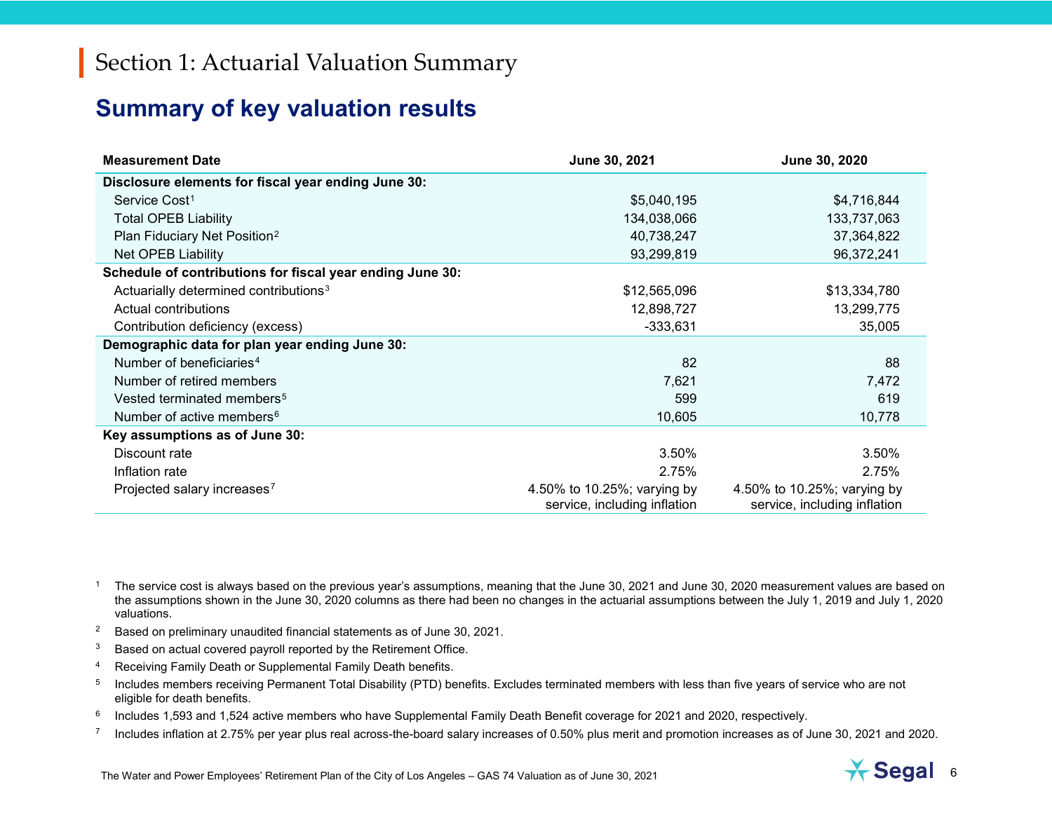# Section 1: Actuarial Valuation Summary

## Summary of key valuation results

| Measurement Date | June 30, 2021 | June 30, 2020 |
|---|---|---|
| **Disclosure elements for fiscal year ending June 30:** | | |
| Service Cost[1] | $5,040,195 | $4,716,844 |
| Total OPEB Liability | 134,038,066 | 133,737,063 |
| Plan Fiduciary Net Position[2] | 40,738,247 | 37,364,822 |
| Net OPEB Liability | 93,299,819 | 96,372,241 |
| **Schedule of contributions for fiscal year ending June 30:** | | |
| Actuarially determined contributions[3] | $12,565,096 | $13,334,780 |
| Actual contributions | 12,898,727 | 13,299,775 |
| Contribution deficiency (excess) | -333,631 | 35,005 |
| **Demographic data for plan year ending June 30:** | | |
| Number of beneficiaries[4] | 82 | 88 |
| Number of retired members | 7,621 | 7,472 |
| Vested terminated members[5] | 599 | 619 |
| Number of active members[6] | 10,605 | 10,778 |
| **Key assumptions as of June 30:** | | |
| Discount rate | 3.50% | 3.50% |
| Inflation rate | 2.75% | 2.75% |
| Projected salary increases[7] | 4.50% to 10.25%; varying by service, including inflation | 4.50% to 10.25%; varying by service, including inflation |

[1] The service cost is always based on the previous year's assumptions, meaning that the June 30, 2021 and June 30, 2020 measurement values are based on the assumptions shown in the June 30, 2020 columns as there had been no changes in the actuarial assumptions between the July 1, 2019 and July 1, 2020 valuations.

[2] Based on preliminary unaudited financial statements as of June 30, 2021.

[3] Based on actual covered payroll reported by the Retirement Office.

[4] Receiving Family Death or Supplemental Family Death benefits.

[5] Includes members receiving Permanent Total Disability (PTD) benefits. Excludes terminated members with less than five years of service who are not eligible for death benefits.

[6] Includes 1,593 and 1,524 active members who have Supplemental Family Death Benefit coverage for 2021 and 2020, respectively.

[7] Includes inflation at 2.75% per year plus real across-the-board salary increases of 0.50% plus merit and promotion increases as of June 30, 2021 and 2020.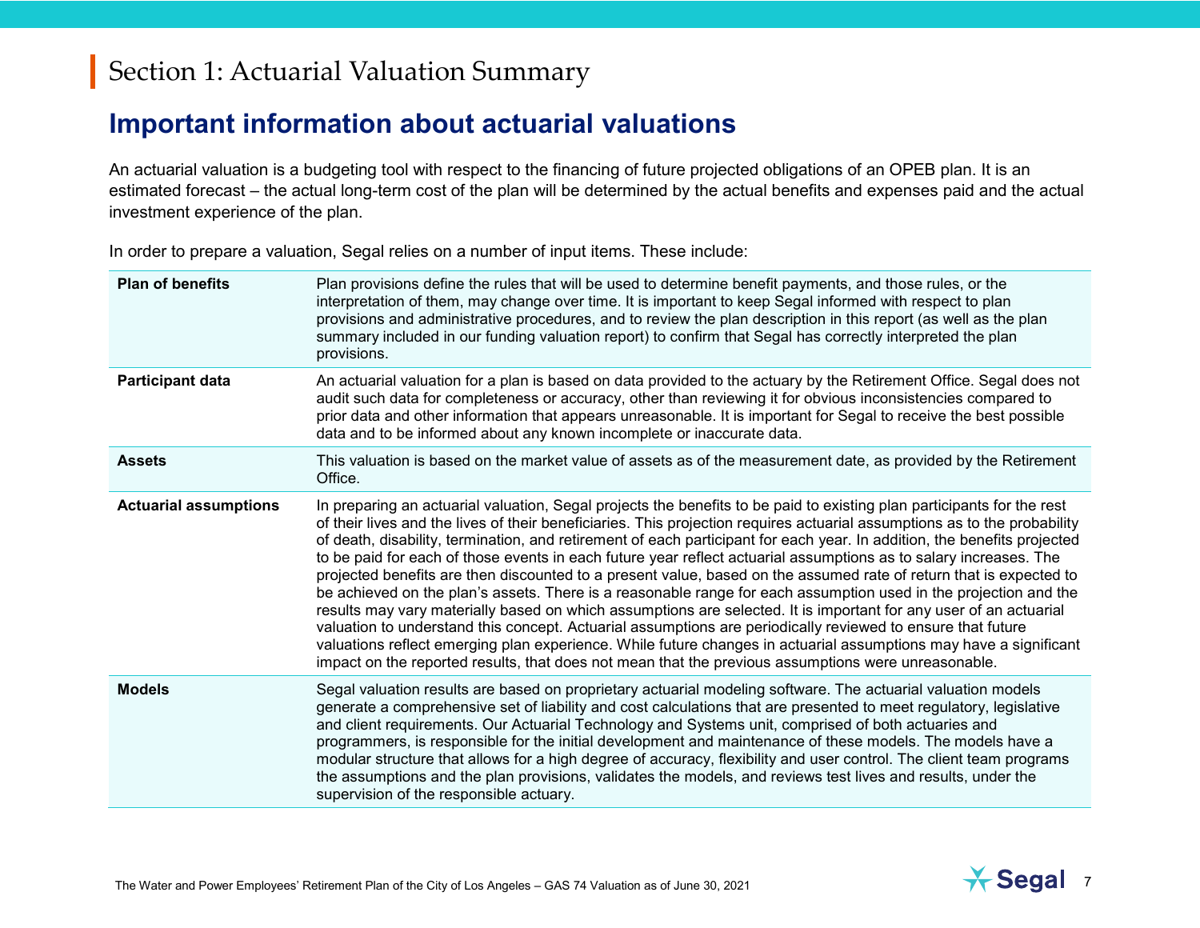# Section 1: Actuarial Valuation Summary

## Important information about actuarial valuations

An actuarial valuation is a budgeting tool with respect to the financing of future projected obligations of an OPEB plan. It is an estimated forecast – the actual long-term cost of the plan will be determined by the actual benefits and expenses paid and the actual investment experience of the plan.

In order to prepare a valuation, Segal relies on a number of input items. These include:

| | |
|---|---|
| **Plan of benefits** | Plan provisions define the rules that will be used to determine benefit payments, and those rules, or the interpretation of them, may change over time. It is important to keep Segal informed with respect to plan provisions and administrative procedures, and to review the plan description in this report (as well as the plan summary included in our funding valuation report) to confirm that Segal has correctly interpreted the plan provisions. |
| **Participant data** | An actuarial valuation for a plan is based on data provided to the actuary by the Retirement Office. Segal does not audit such data for completeness or accuracy, other than reviewing it for obvious inconsistencies compared to prior data and other information that appears unreasonable. It is important for Segal to receive the best possible data and to be informed about any known incomplete or inaccurate data. |
| **Assets** | This valuation is based on the market value of assets as of the measurement date, as provided by the Retirement Office. |
| **Actuarial assumptions** | In preparing an actuarial valuation, Segal projects the benefits to be paid to existing plan participants for the rest of their lives and the lives of their beneficiaries. This projection requires actuarial assumptions as to the probability of death, disability, termination, and retirement of each participant for each year. In addition, the benefits projected to be paid for each of those events in each future year reflect actuarial assumptions as to salary increases. The projected benefits are then discounted to a present value, based on the assumed rate of return that is expected to be achieved on the plan's assets. There is a reasonable range for each assumption used in the projection and the results may vary materially based on which assumptions are selected. It is important for any user of an actuarial valuation to understand this concept. Actuarial assumptions are periodically reviewed to ensure that future valuations reflect emerging plan experience. While future changes in actuarial assumptions may have a significant impact on the reported results, that does not mean that the previous assumptions were unreasonable. |
| **Models** | Segal valuation results are based on proprietary actuarial modeling software. The actuarial valuation models generate a comprehensive set of liability and cost calculations that are presented to meet regulatory, legislative and client requirements. Our Actuarial Technology and Systems unit, comprised of both actuaries and programmers, is responsible for the initial development and maintenance of these models. The models have a modular structure that allows for a high degree of accuracy, flexibility and user control. The client team programs the assumptions and the plan provisions, validates the models, and reviews test lives and results, under the supervision of the responsible actuary. |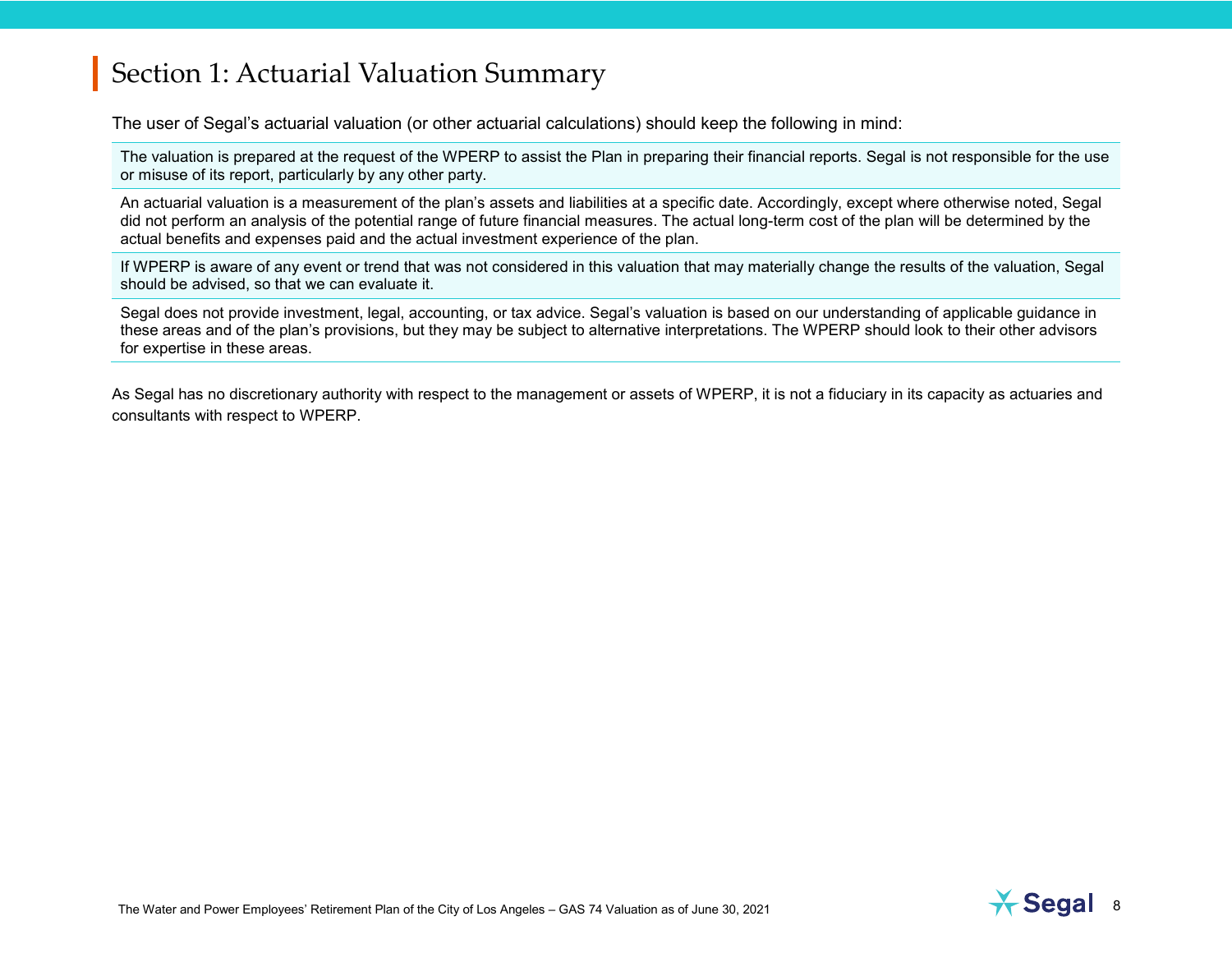# Section 1: Actuarial Valuation Summary

The user of Segal's actuarial valuation (or other actuarial calculations) should keep the following in mind:

| |
|---|
| The valuation is prepared at the request of the WPERP to assist the Plan in preparing their financial reports. Segal is not responsible for the use or misuse of its report, particularly by any other party. |
| An actuarial valuation is a measurement of the plan's assets and liabilities at a specific date. Accordingly, except where otherwise noted, Segal did not perform an analysis of the potential range of future financial measures. The actual long-term cost of the plan will be determined by the actual benefits and expenses paid and the actual investment experience of the plan. |
| If WPERP is aware of any event or trend that was not considered in this valuation that may materially change the results of the valuation, Segal should be advised, so that we can evaluate it. |
| Segal does not provide investment, legal, accounting, or tax advice. Segal's valuation is based on our understanding of applicable guidance in these areas and of the plan's provisions, but they may be subject to alternative interpretations. The WPERP should look to their other advisors for expertise in these areas. |

As Segal has no discretionary authority with respect to the management or assets of WPERP, it is not a fiduciary in its capacity as actuaries and consultants with respect to WPERP.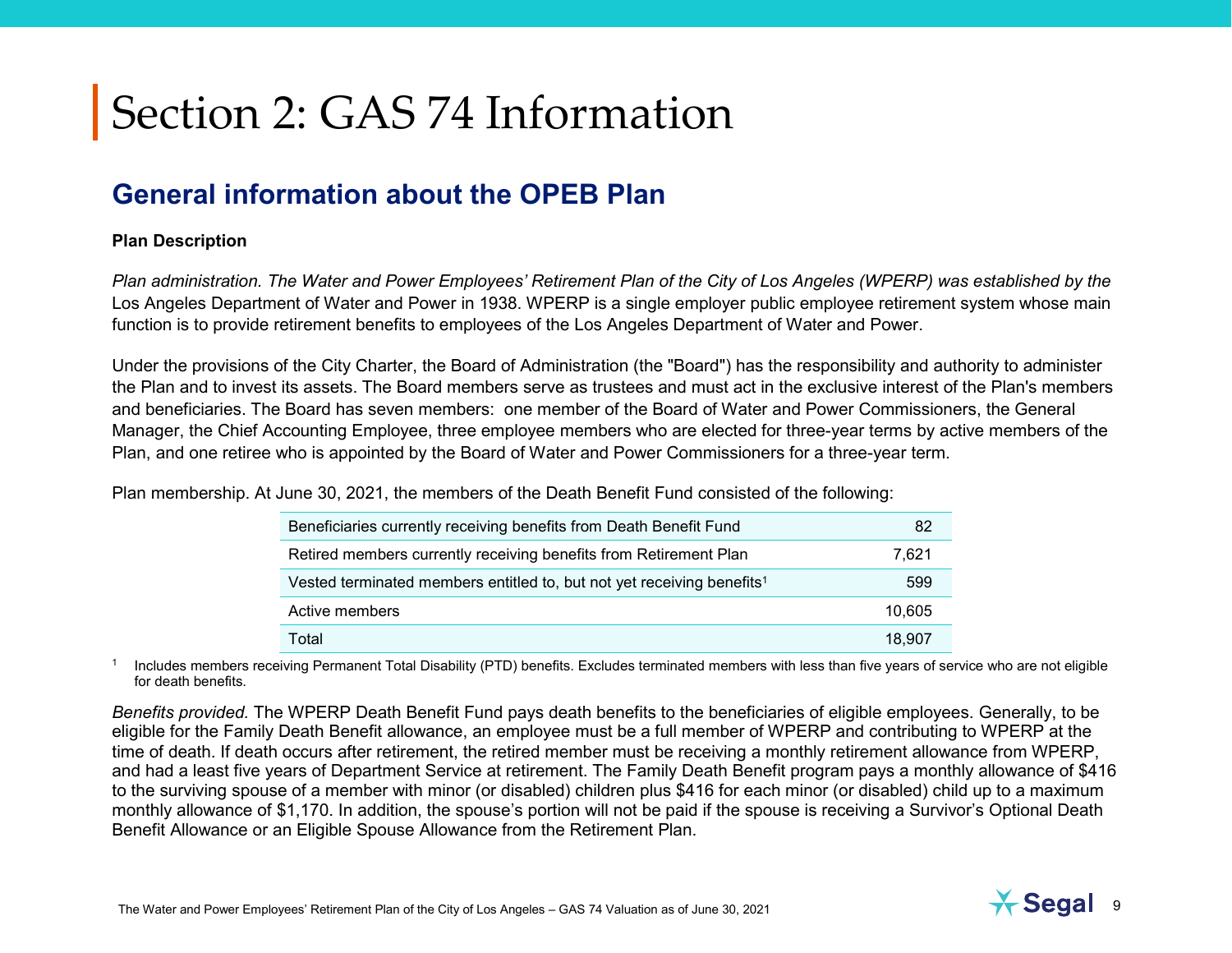# Section 2: GAS 74 Information

## General information about the OPEB Plan

**Plan Description**

*Plan administration. The Water and Power Employees' Retirement Plan of the City of Los Angeles (WPERP) was established by the* Los Angeles Department of Water and Power in 1938. WPERP is a single employer public employee retirement system whose main function is to provide retirement benefits to employees of the Los Angeles Department of Water and Power.

Under the provisions of the City Charter, the Board of Administration (the "Board") has the responsibility and authority to administer the Plan and to invest its assets. The Board members serve as trustees and must act in the exclusive interest of the Plan's members and beneficiaries. The Board has seven members: one member of the Board of Water and Power Commissioners, the General Manager, the Chief Accounting Employee, three employee members who are elected for three-year terms by active members of the Plan, and one retiree who is appointed by the Board of Water and Power Commissioners for a three-year term.

Plan membership. At June 30, 2021, the members of the Death Benefit Fund consisted of the following:

| | |
|---|---|
| Beneficiaries currently receiving benefits from Death Benefit Fund | 82 |
| Retired members currently receiving benefits from Retirement Plan | 7,621 |
| Vested terminated members entitled to, but not yet receiving benefits[1] | 599 |
| Active members | 10,605 |
| Total | 18,907 |

[1] Includes members receiving Permanent Total Disability (PTD) benefits. Excludes terminated members with less than five years of service who are not eligible for death benefits.

*Benefits provided.* The WPERP Death Benefit Fund pays death benefits to the beneficiaries of eligible employees. Generally, to be eligible for the Family Death Benefit allowance, an employee must be a full member of WPERP and contributing to WPERP at the time of death. If death occurs after retirement, the retired member must be receiving a monthly retirement allowance from WPERP, and had a least five years of Department Service at retirement. The Family Death Benefit program pays a monthly allowance of $416 to the surviving spouse of a member with minor (or disabled) children plus $416 for each minor (or disabled) child up to a maximum monthly allowance of $1,170. In addition, the spouse's portion will not be paid if the spouse is receiving a Survivor's Optional Death Benefit Allowance or an Eligible Spouse Allowance from the Retirement Plan.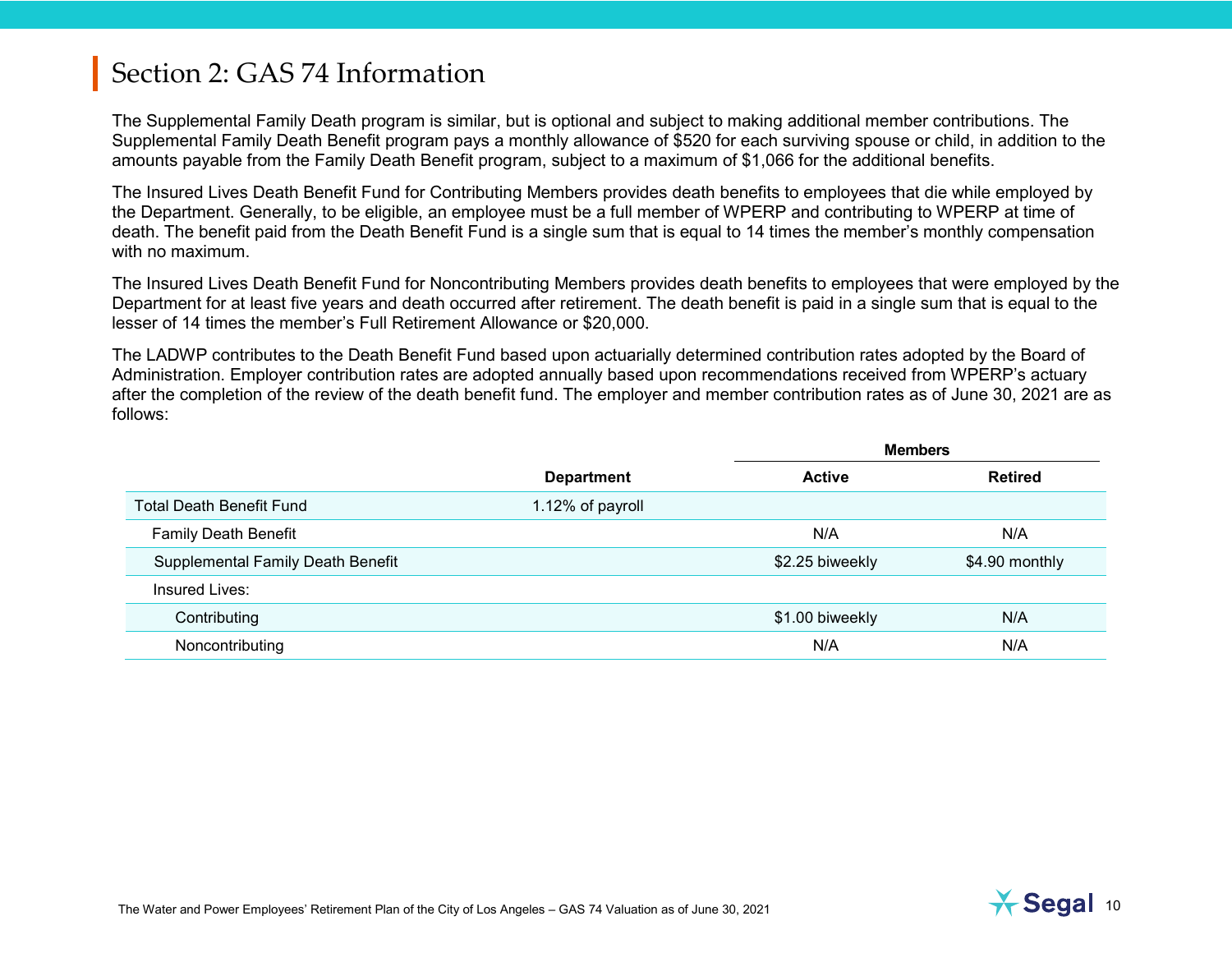# Section 2: GAS 74 Information

The Supplemental Family Death program is similar, but is optional and subject to making additional member contributions. The Supplemental Family Death Benefit program pays a monthly allowance of $520 for each surviving spouse or child, in addition to the amounts payable from the Family Death Benefit program, subject to a maximum of $1,066 for the additional benefits.

The Insured Lives Death Benefit Fund for Contributing Members provides death benefits to employees that die while employed by the Department. Generally, to be eligible, an employee must be a full member of WPERP and contributing to WPERP at time of death. The benefit paid from the Death Benefit Fund is a single sum that is equal to 14 times the member's monthly compensation with no maximum.

The Insured Lives Death Benefit Fund for Noncontributing Members provides death benefits to employees that were employed by the Department for at least five years and death occurred after retirement. The death benefit is paid in a single sum that is equal to the lesser of 14 times the member's Full Retirement Allowance or $20,000.

The LADWP contributes to the Death Benefit Fund based upon actuarially determined contribution rates adopted by the Board of Administration. Employer contribution rates are adopted annually based upon recommendations received from WPERP's actuary after the completion of the review of the death benefit fund. The employer and member contribution rates as of June 30, 2021 are as follows:

| | | Members | |
|---|---|---|---|
| | **Department** | **Active** | **Retired** |
| Total Death Benefit Fund | 1.12% of payroll | | |
| Family Death Benefit | | N/A | N/A |
| Supplemental Family Death Benefit | | $2.25 biweekly | $4.90 monthly |
| Insured Lives: | | | |
| Contributing | | $1.00 biweekly | N/A |
| Noncontributing | | N/A | N/A |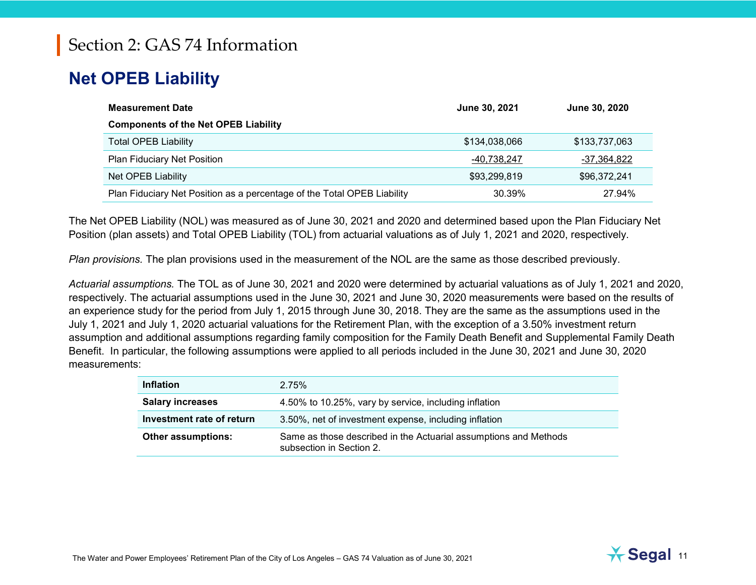# Section 2: GAS 74 Information

## Net OPEB Liability

| Measurement Date | June 30, 2021 | June 30, 2020 |
|---|---|---|
| **Components of the Net OPEB Liability** | | |
| Total OPEB Liability | $134,038,066 | $133,737,063 |
| Plan Fiduciary Net Position | -40,738,247 | -37,364,822 |
| Net OPEB Liability | $93,299,819 | $96,372,241 |
| Plan Fiduciary Net Position as a percentage of the Total OPEB Liability | 30.39% | 27.94% |

The Net OPEB Liability (NOL) was measured as of June 30, 2021 and 2020 and determined based upon the Plan Fiduciary Net Position (plan assets) and Total OPEB Liability (TOL) from actuarial valuations as of July 1, 2021 and 2020, respectively.

*Plan provisions.* The plan provisions used in the measurement of the NOL are the same as those described previously.

*Actuarial assumptions.* The TOL as of June 30, 2021 and 2020 were determined by actuarial valuations as of July 1, 2021 and 2020, respectively. The actuarial assumptions used in the June 30, 2021 and June 30, 2020 measurements were based on the results of an experience study for the period from July 1, 2015 through June 30, 2018. They are the same as the assumptions used in the July 1, 2021 and July 1, 2020 actuarial valuations for the Retirement Plan, with the exception of a 3.50% investment return assumption and additional assumptions regarding family composition for the Family Death Benefit and Supplemental Family Death Benefit. In particular, the following assumptions were applied to all periods included in the June 30, 2021 and June 30, 2020 measurements:

| | |
|---|---|
| **Inflation** | 2.75% |
| **Salary increases** | 4.50% to 10.25%, vary by service, including inflation |
| **Investment rate of return** | 3.50%, net of investment expense, including inflation |
| **Other assumptions:** | Same as those described in the Actuarial assumptions and Methods subsection in Section 2. |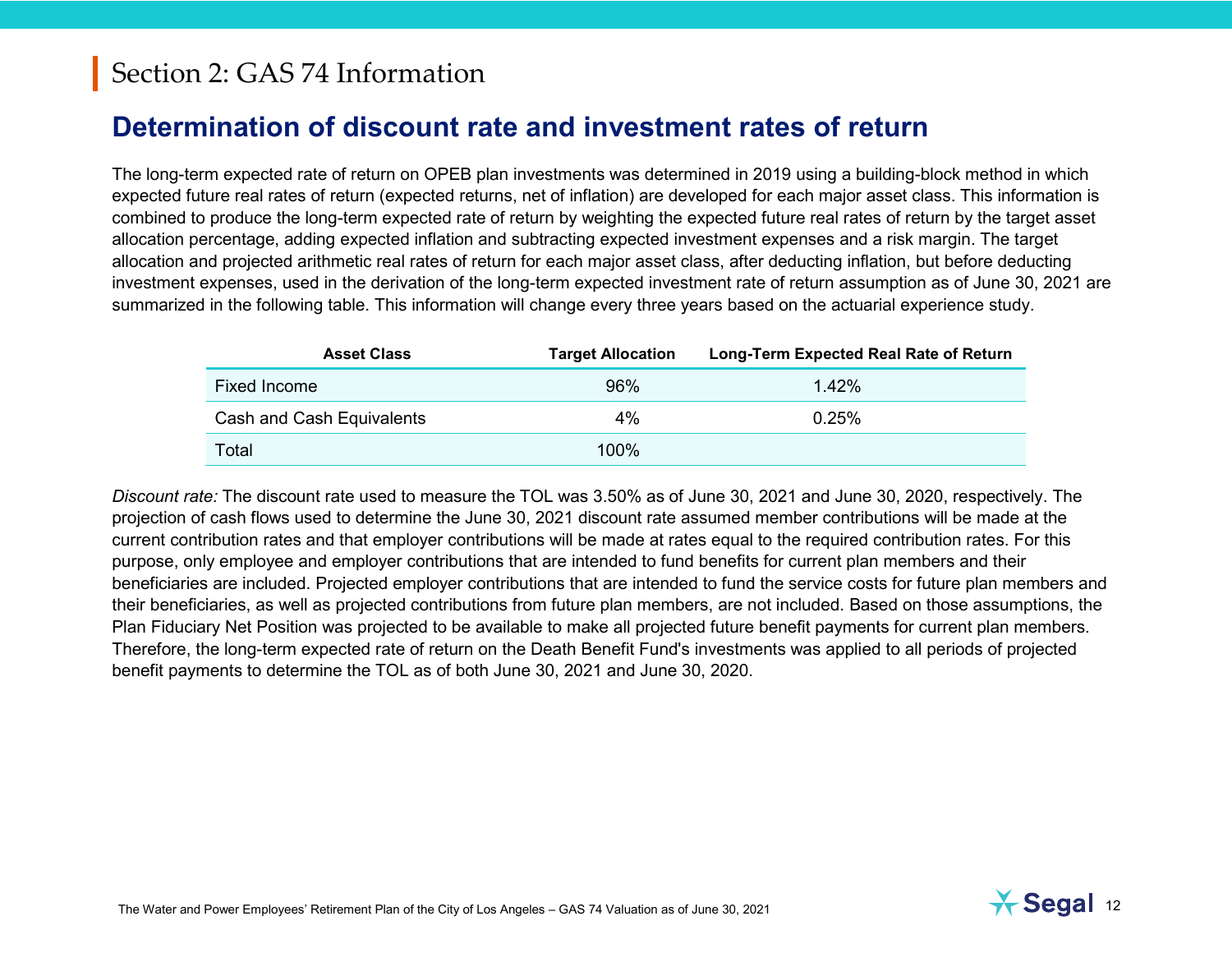# Section 2: GAS 74 Information

## Determination of discount rate and investment rates of return

The long-term expected rate of return on OPEB plan investments was determined in 2019 using a building-block method in which expected future real rates of return (expected returns, net of inflation) are developed for each major asset class. This information is combined to produce the long-term expected rate of return by weighting the expected future real rates of return by the target asset allocation percentage, adding expected inflation and subtracting expected investment expenses and a risk margin. The target allocation and projected arithmetic real rates of return for each major asset class, after deducting inflation, but before deducting investment expenses, used in the derivation of the long-term expected investment rate of return assumption as of June 30, 2021 are summarized in the following table. This information will change every three years based on the actuarial experience study.

| Asset Class | Target Allocation | Long-Term Expected Real Rate of Return |
|---|---|---|
| Fixed Income | 96% | 1.42% |
| Cash and Cash Equivalents | 4% | 0.25% |
| Total | 100% | |

*Discount rate:* The discount rate used to measure the TOL was 3.50% as of June 30, 2021 and June 30, 2020, respectively. The projection of cash flows used to determine the June 30, 2021 discount rate assumed member contributions will be made at the current contribution rates and that employer contributions will be made at rates equal to the required contribution rates. For this purpose, only employee and employer contributions that are intended to fund benefits for current plan members and their beneficiaries are included. Projected employer contributions that are intended to fund the service costs for future plan members and their beneficiaries, as well as projected contributions from future plan members, are not included. Based on those assumptions, the Plan Fiduciary Net Position was projected to be available to make all projected future benefit payments for current plan members. Therefore, the long-term expected rate of return on the Death Benefit Fund's investments was applied to all periods of projected benefit payments to determine the TOL as of both June 30, 2021 and June 30, 2020.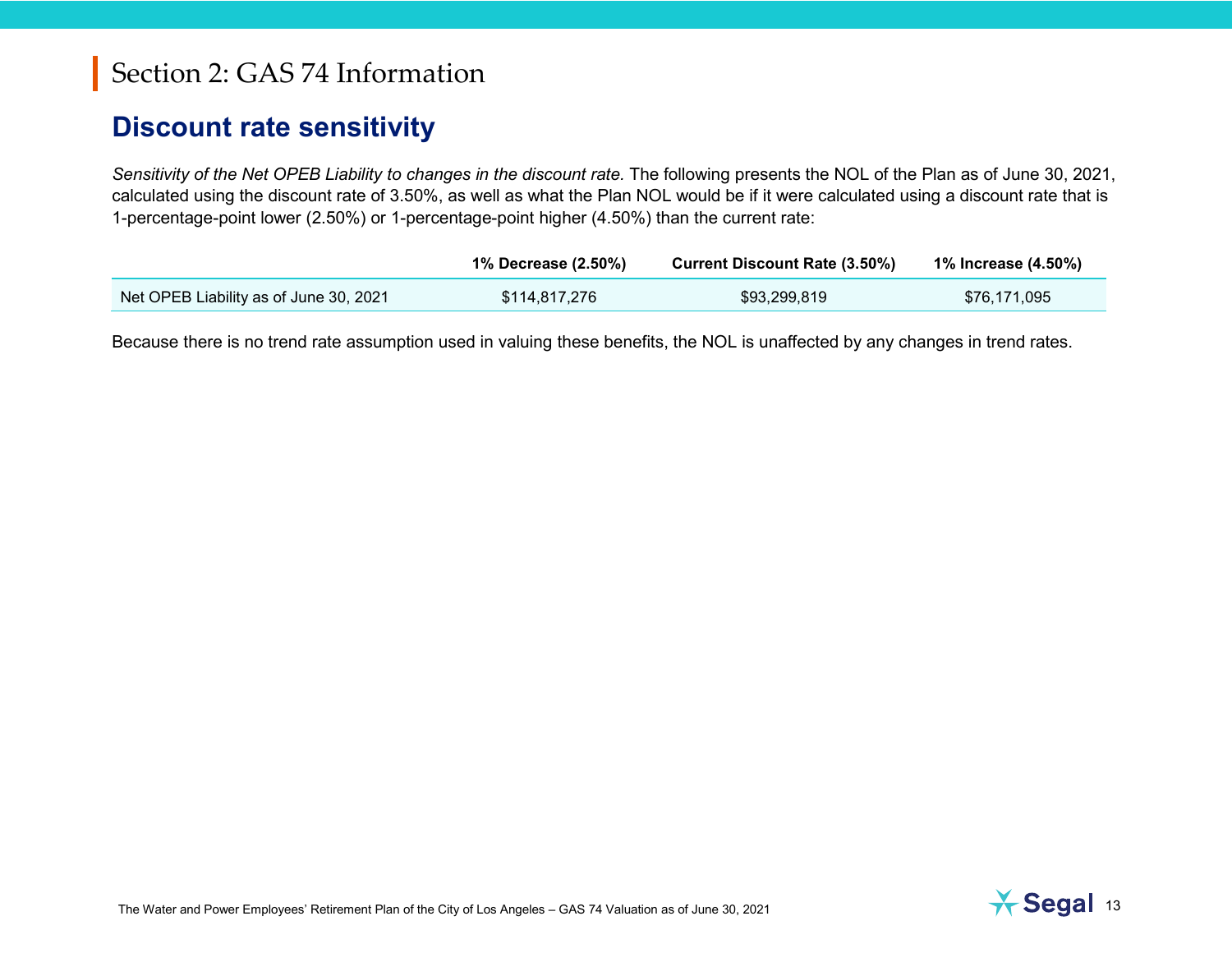# Section 2: GAS 74 Information

## Discount rate sensitivity

*Sensitivity of the Net OPEB Liability to changes in the discount rate.* The following presents the NOL of the Plan as of June 30, 2021, calculated using the discount rate of 3.50%, as well as what the Plan NOL would be if it were calculated using a discount rate that is 1-percentage-point lower (2.50%) or 1-percentage-point higher (4.50%) than the current rate:

| | 1% Decrease (2.50%) | Current Discount Rate (3.50%) | 1% Increase (4.50%) |
|---|---|---|---|
| Net OPEB Liability as of June 30, 2021 | $114,817,276 | $93,299,819 | $76,171,095 |

Because there is no trend rate assumption used in valuing these benefits, the NOL is unaffected by any changes in trend rates.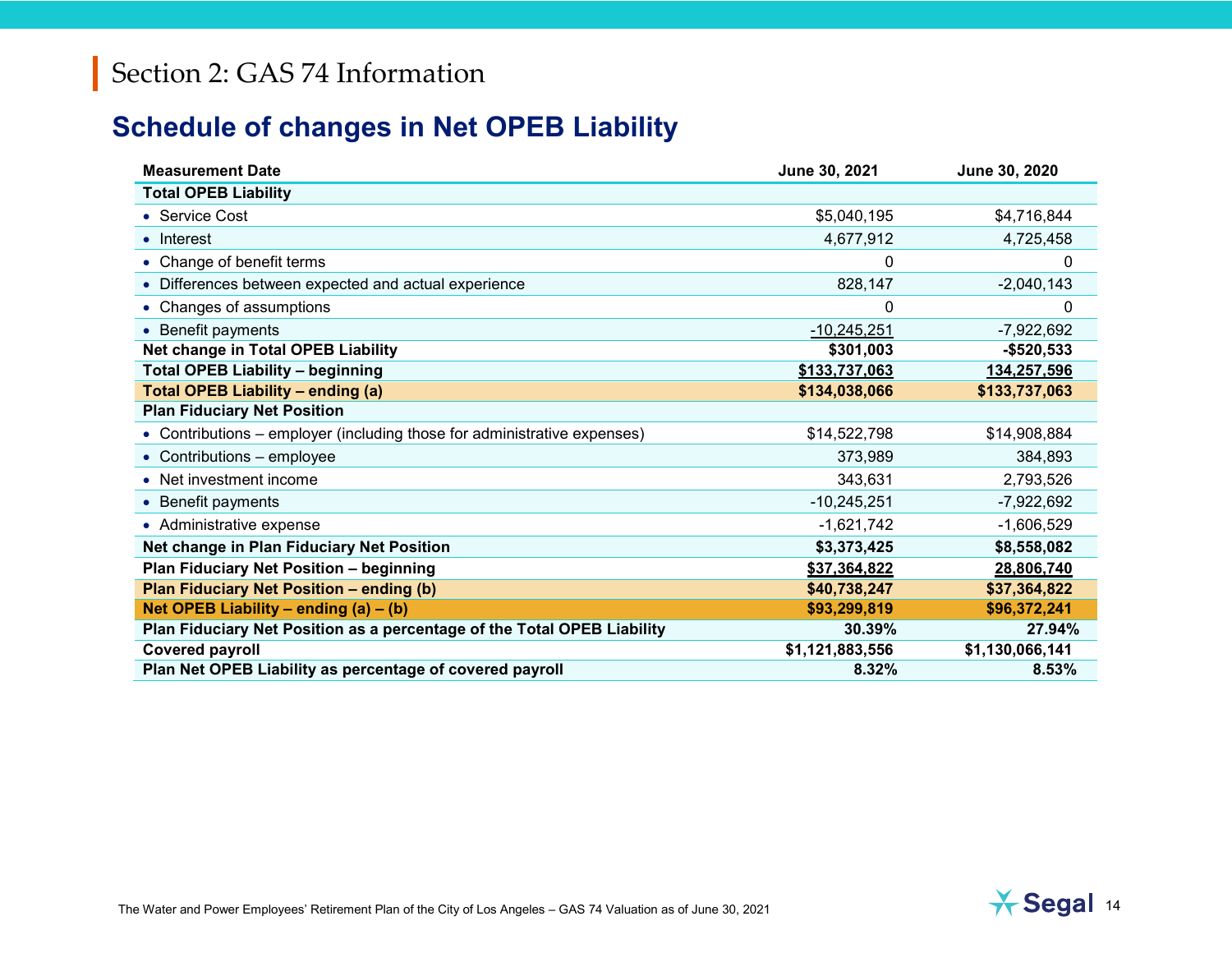# Section 2: GAS 74 Information

## Schedule of changes in Net OPEB Liability

| Measurement Date | June 30, 2021 | June 30, 2020 |
|---|---|---|
| **Total OPEB Liability** | | |
| • Service Cost | $5,040,195 | $4,716,844 |
| • Interest | 4,677,912 | 4,725,458 |
| • Change of benefit terms | 0 | 0 |
| • Differences between expected and actual experience | 828,147 | -2,040,143 |
| • Changes of assumptions | 0 | 0 |
| • Benefit payments | -10,245,251 | -7,922,692 |
| **Net change in Total OPEB Liability** | **$301,003** | **-$520,533** |
| **Total OPEB Liability – beginning** | **$133,737,063** | **134,257,596** |
| **Total OPEB Liability – ending (a)** | **$134,038,066** | **$133,737,063** |
| **Plan Fiduciary Net Position** | | |
| • Contributions – employer (including those for administrative expenses) | $14,522,798 | $14,908,884 |
| • Contributions – employee | 373,989 | 384,893 |
| • Net investment income | 343,631 | 2,793,526 |
| • Benefit payments | -10,245,251 | -7,922,692 |
| • Administrative expense | -1,621,742 | -1,606,529 |
| **Net change in Plan Fiduciary Net Position** | **$3,373,425** | **$8,558,082** |
| **Plan Fiduciary Net Position – beginning** | **$37,364,822** | **28,806,740** |
| **Plan Fiduciary Net Position – ending (b)** | **$40,738,247** | **$37,364,822** |
| **Net OPEB Liability – ending (a) – (b)** | **$93,299,819** | **$96,372,241** |
| **Plan Fiduciary Net Position as a percentage of the Total OPEB Liability** | **30.39%** | **27.94%** |
| **Covered payroll** | **$1,121,883,556** | **$1,130,066,141** |
| **Plan Net OPEB Liability as percentage of covered payroll** | **8.32%** | **8.53%** |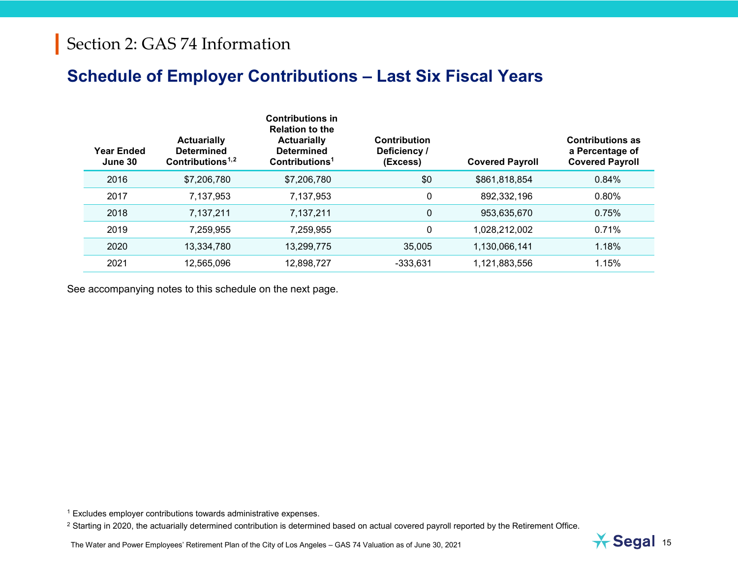# Section 2: GAS 74 Information

## Schedule of Employer Contributions – Last Six Fiscal Years

| Year Ended June 30 | Actuarially Determined Contributions[1,2] | Contributions in Relation to the Actuarially Determined Contributions[1] | Contribution Deficiency / (Excess) | Covered Payroll | Contributions as a Percentage of Covered Payroll |
|---|---|---|---|---|---|
| 2016 | $7,206,780 | $7,206,780 | $0 | $861,818,854 | 0.84% |
| 2017 | 7,137,953 | 7,137,953 | 0 | 892,332,196 | 0.80% |
| 2018 | 7,137,211 | 7,137,211 | 0 | 953,635,670 | 0.75% |
| 2019 | 7,259,955 | 7,259,955 | 0 | 1,028,212,002 | 0.71% |
| 2020 | 13,334,780 | 13,299,775 | 35,005 | 1,130,066,141 | 1.18% |
| 2021 | 12,565,096 | 12,898,727 | -333,631 | 1,121,883,556 | 1.15% |

See accompanying notes to this schedule on the next page.

[1] Excludes employer contributions towards administrative expenses.

[2] Starting in 2020, the actuarially determined contribution is determined based on actual covered payroll reported by the Retirement Office.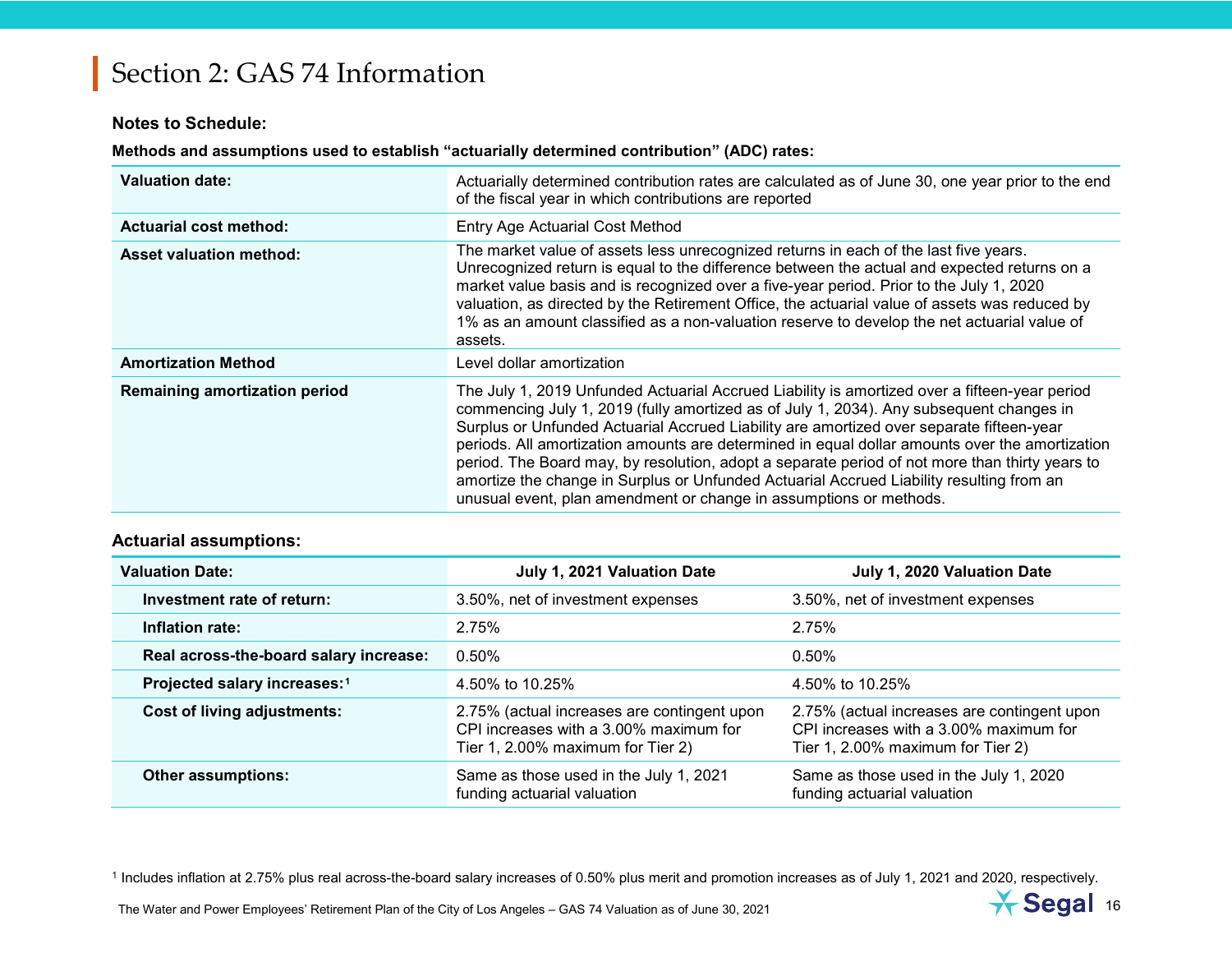# Section 2: GAS 74 Information

**Notes to Schedule:**

**Methods and assumptions used to establish "actuarially determined contribution" (ADC) rates:**

| | |
|---|---|
| **Valuation date:** | Actuarially determined contribution rates are calculated as of June 30, one year prior to the end of the fiscal year in which contributions are reported |
| **Actuarial cost method:** | Entry Age Actuarial Cost Method |
| **Asset valuation method:** | The market value of assets less unrecognized returns in each of the last five years. Unrecognized return is equal to the difference between the actual and expected returns on a market value basis and is recognized over a five-year period. Prior to the July 1, 2020 valuation, as directed by the Retirement Office, the actuarial value of assets was reduced by 1% as an amount classified as a non-valuation reserve to develop the net actuarial value of assets. |
| **Amortization Method** | Level dollar amortization |
| **Remaining amortization period** | The July 1, 2019 Unfunded Actuarial Accrued Liability is amortized over a fifteen-year period commencing July 1, 2019 (fully amortized as of July 1, 2034). Any subsequent changes in Surplus or Unfunded Actuarial Accrued Liability are amortized over separate fifteen-year periods. All amortization amounts are determined in equal dollar amounts over the amortization period. The Board may, by resolution, adopt a separate period of not more than thirty years to amortize the change in Surplus or Unfunded Actuarial Accrued Liability resulting from an unusual event, plan amendment or change in assumptions or methods. |

**Actuarial assumptions:**

| **Valuation Date:** | **July 1, 2021 Valuation Date** | **July 1, 2020 Valuation Date** |
|---|---|---|
| **Investment rate of return:** | 3.50%, net of investment expenses | 3.50%, net of investment expenses |
| **Inflation rate:** | 2.75% | 2.75% |
| **Real across-the-board salary increase:** | 0.50% | 0.50% |
| **Projected salary increases:**[1] | 4.50% to 10.25% | 4.50% to 10.25% |
| **Cost of living adjustments:** | 2.75% (actual increases are contingent upon CPI increases with a 3.00% maximum for Tier 1, 2.00% maximum for Tier 2) | 2.75% (actual increases are contingent upon CPI increases with a 3.00% maximum for Tier 1, 2.00% maximum for Tier 2) |
| **Other assumptions:** | Same as those used in the July 1, 2021 funding actuarial valuation | Same as those used in the July 1, 2020 funding actuarial valuation |

[1] Includes inflation at 2.75% plus real across-the-board salary increases of 0.50% plus merit and promotion increases as of July 1, 2021 and 2020, respectively.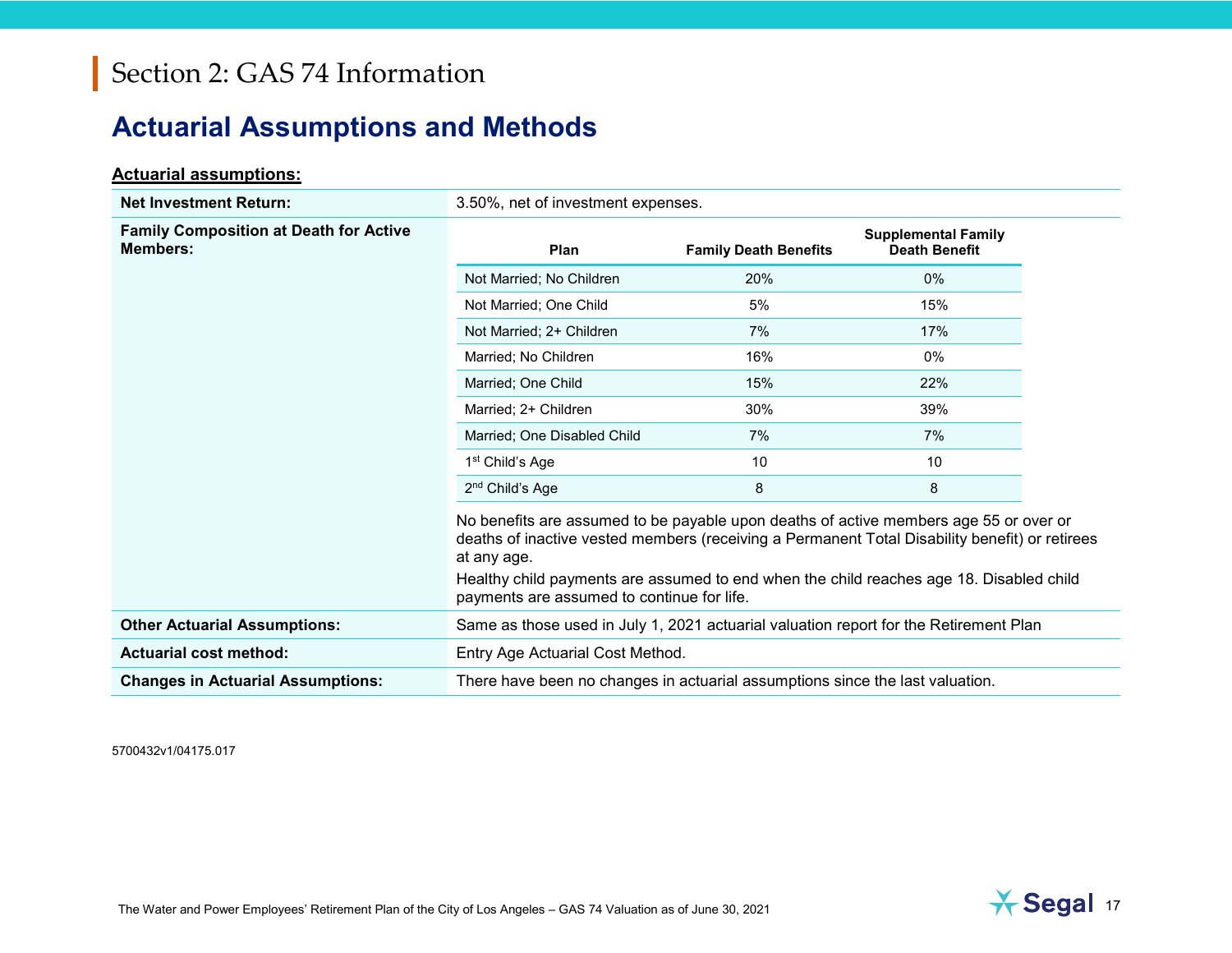# Section 2: GAS 74 Information

## Actuarial Assumptions and Methods

**Actuarial assumptions:**

**Net Investment Return:** 3.50%, net of investment expenses.

**Family Composition at Death for Active Members:**

| Plan | Family Death Benefits | Supplemental Family Death Benefit |
|---|---|---|
| Not Married; No Children | 20% | 0% |
| Not Married; One Child | 5% | 15% |
| Not Married; 2+ Children | 7% | 17% |
| Married; No Children | 16% | 0% |
| Married; One Child | 15% | 22% |
| Married; 2+ Children | 30% | 39% |
| Married; One Disabled Child | 7% | 7% |
| 1st Child's Age | 10 | 10 |
| 2nd Child's Age | 8 | 8 |

No benefits are assumed to be payable upon deaths of active members age 55 or over or deaths of inactive vested members (receiving a Permanent Total Disability benefit) or retirees at any age.

Healthy child payments are assumed to end when the child reaches age 18. Disabled child payments are assumed to continue for life.

**Other Actuarial Assumptions:** Same as those used in July 1, 2021 actuarial valuation report for the Retirement Plan

**Actuarial cost method:** Entry Age Actuarial Cost Method.

**Changes in Actuarial Assumptions:** There have been no changes in actuarial assumptions since the last valuation.

5700432v1/04175.017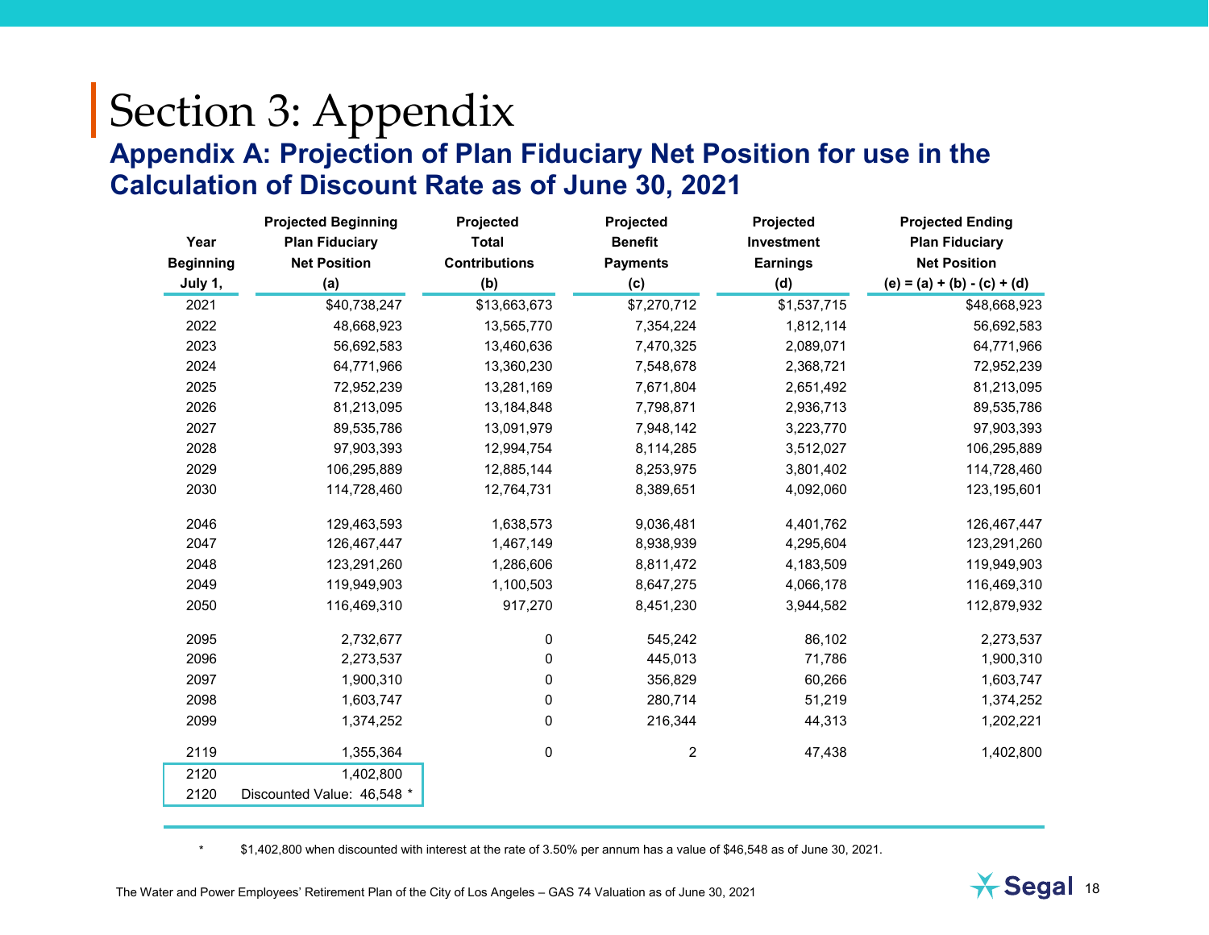# Section 3: Appendix

## Appendix A: Projection of Plan Fiduciary Net Position for use in the Calculation of Discount Rate as of June 30, 2021

| Year Beginning July 1, | Projected Beginning Plan Fiduciary Net Position (a) | Projected Total Contributions (b) | Projected Benefit Payments (c) | Projected Investment Earnings (d) | Projected Ending Plan Fiduciary Net Position (e) = (a) + (b) - (c) + (d) |
|---|---|---|---|---|---|
| 2021 | $40,738,247 | $13,663,673 | $7,270,712 | $1,537,715 | $48,668,923 |
| 2022 | 48,668,923 | 13,565,770 | 7,354,224 | 1,812,114 | 56,692,583 |
| 2023 | 56,692,583 | 13,460,636 | 7,470,325 | 2,089,071 | 64,771,966 |
| 2024 | 64,771,966 | 13,360,230 | 7,548,678 | 2,368,721 | 72,952,239 |
| 2025 | 72,952,239 | 13,281,169 | 7,671,804 | 2,651,492 | 81,213,095 |
| 2026 | 81,213,095 | 13,184,848 | 7,798,871 | 2,936,713 | 89,535,786 |
| 2027 | 89,535,786 | 13,091,979 | 7,948,142 | 3,223,770 | 97,903,393 |
| 2028 | 97,903,393 | 12,994,754 | 8,114,285 | 3,512,027 | 106,295,889 |
| 2029 | 106,295,889 | 12,885,144 | 8,253,975 | 3,801,402 | 114,728,460 |
| 2030 | 114,728,460 | 12,764,731 | 8,389,651 | 4,092,060 | 123,195,601 |
| 2046 | 129,463,593 | 1,638,573 | 9,036,481 | 4,401,762 | 126,467,447 |
| 2047 | 126,467,447 | 1,467,149 | 8,938,939 | 4,295,604 | 123,291,260 |
| 2048 | 123,291,260 | 1,286,606 | 8,811,472 | 4,183,509 | 119,949,903 |
| 2049 | 119,949,903 | 1,100,503 | 8,647,275 | 4,066,178 | 116,469,310 |
| 2050 | 116,469,310 | 917,270 | 8,451,230 | 3,944,582 | 112,879,932 |
| 2095 | 2,732,677 | 0 | 545,242 | 86,102 | 2,273,537 |
| 2096 | 2,273,537 | 0 | 445,013 | 71,786 | 1,900,310 |
| 2097 | 1,900,310 | 0 | 356,829 | 60,266 | 1,603,747 |
| 2098 | 1,603,747 | 0 | 280,714 | 51,219 | 1,374,252 |
| 2099 | 1,374,252 | 0 | 216,344 | 44,313 | 1,202,221 |
| 2119 | 1,355,364 | 0 | 2 | 47,438 | 1,402,800 |
| 2120 | 1,402,800 | | | | |
| 2120 | Discounted Value: 46,548 * | | | | |

\* $1,402,800 when discounted with interest at the rate of 3.50% per annum has a value of $46,548 as of June 30, 2021.

The Water and Power Employees' Retirement Plan of the City of Los Angeles – GAS 74 Valuation as of June 30, 2021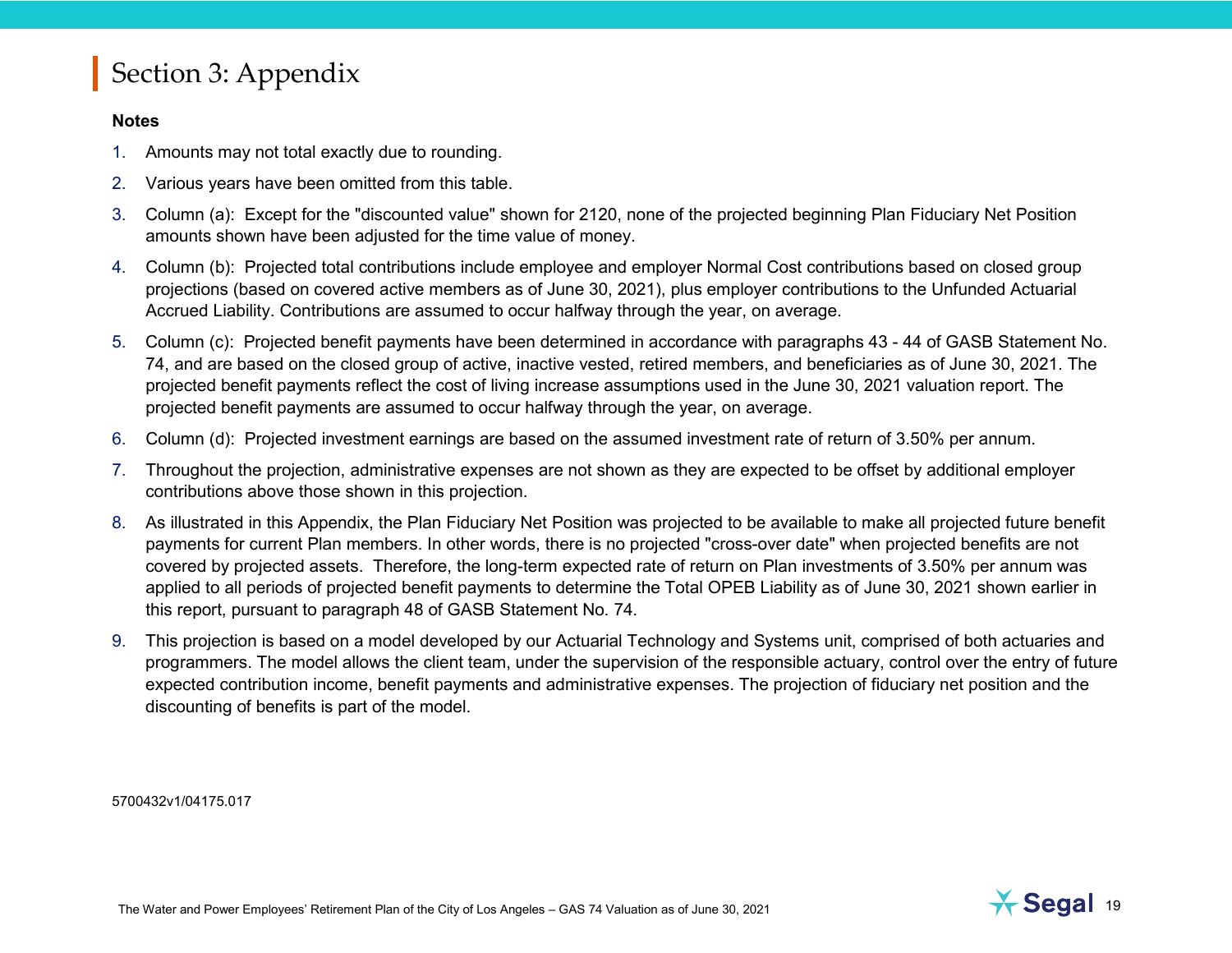# Section 3: Appendix

**Notes**

1. Amounts may not total exactly due to rounding.
2. Various years have been omitted from this table.
3. Column (a): Except for the "discounted value" shown for 2120, none of the projected beginning Plan Fiduciary Net Position amounts shown have been adjusted for the time value of money.
4. Column (b): Projected total contributions include employee and employer Normal Cost contributions based on closed group projections (based on covered active members as of June 30, 2021), plus employer contributions to the Unfunded Actuarial Accrued Liability. Contributions are assumed to occur halfway through the year, on average.
5. Column (c): Projected benefit payments have been determined in accordance with paragraphs 43 - 44 of GASB Statement No. 74, and are based on the closed group of active, inactive vested, retired members, and beneficiaries as of June 30, 2021. The projected benefit payments reflect the cost of living increase assumptions used in the June 30, 2021 valuation report. The projected benefit payments are assumed to occur halfway through the year, on average.
6. Column (d): Projected investment earnings are based on the assumed investment rate of return of 3.50% per annum.
7. Throughout the projection, administrative expenses are not shown as they are expected to be offset by additional employer contributions above those shown in this projection.
8. As illustrated in this Appendix, the Plan Fiduciary Net Position was projected to be available to make all projected future benefit payments for current Plan members. In other words, there is no projected "cross-over date" when projected benefits are not covered by projected assets. Therefore, the long-term expected rate of return on Plan investments of 3.50% per annum was applied to all periods of projected benefit payments to determine the Total OPEB Liability as of June 30, 2021 shown earlier in this report, pursuant to paragraph 48 of GASB Statement No. 74.
9. This projection is based on a model developed by our Actuarial Technology and Systems unit, comprised of both actuaries and programmers. The model allows the client team, under the supervision of the responsible actuary, control over the entry of future expected contribution income, benefit payments and administrative expenses. The projection of fiduciary net position and the discounting of benefits is part of the model.

5700432v1/04175.017